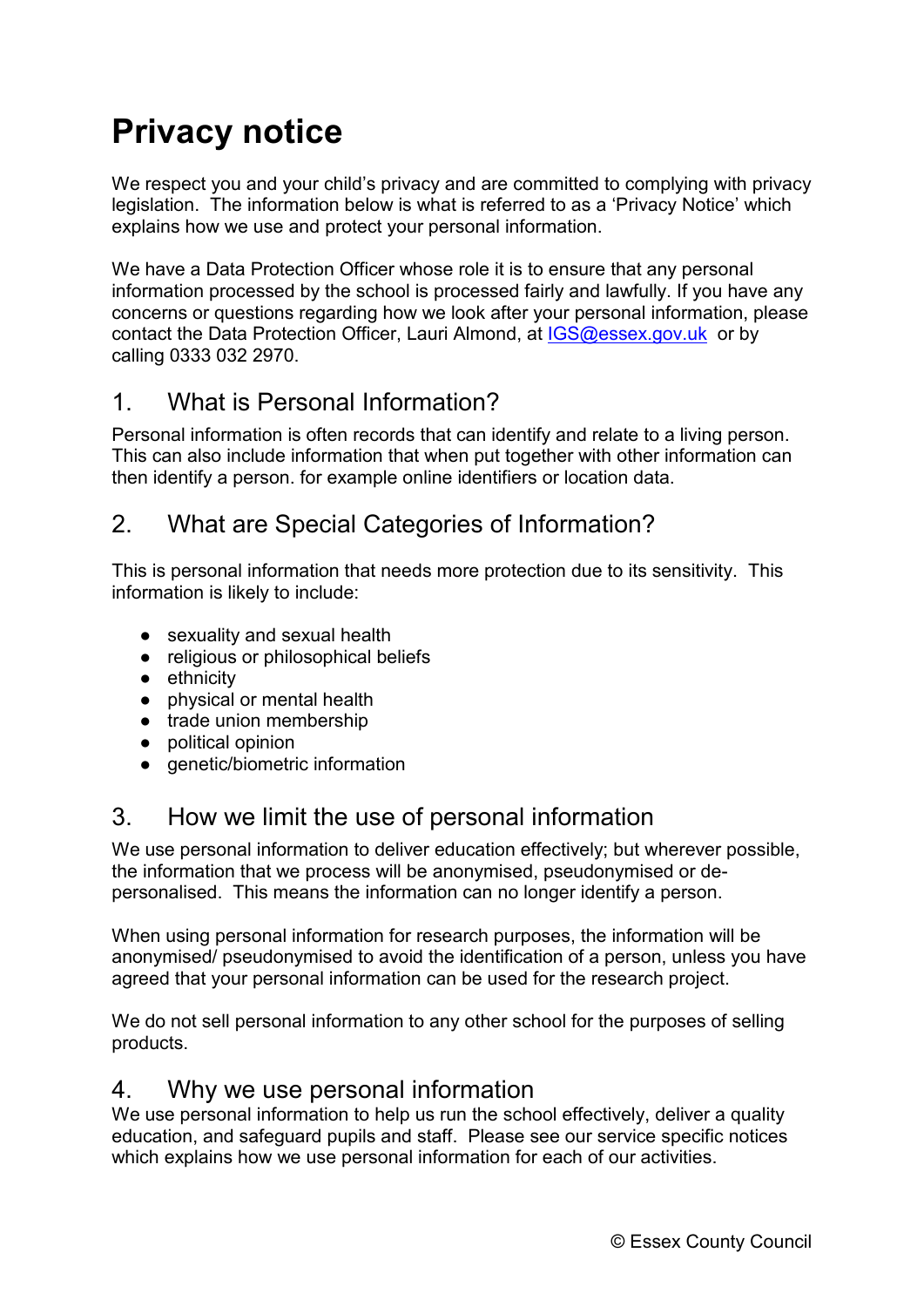# Privacy notice

We respect you and your child's privacy and are committed to complying with privacy legislation. The information below is what is referred to as a 'Privacy Notice' which explains how we use and protect your personal information.

We have a Data Protection Officer whose role it is to ensure that any personal information processed by the school is processed fairly and lawfully. If you have any concerns or questions regarding how we look after your personal information, please contact the Data Protection Officer, Lauri Almond, at IGS@essex.gov.uk or by calling 0333 032 2970.

## 1. What is Personal Information?

Personal information is often records that can identify and relate to a living person. This can also include information that when put together with other information can then identify a person. for example online identifiers or location data.

## 2. What are Special Categories of Information?

This is personal information that needs more protection due to its sensitivity. This information is likely to include:

- sexuality and sexual health
- religious or philosophical beliefs
- ethnicity
- physical or mental health
- trade union membership
- political opinion
- genetic/biometric information

## 3. How we limit the use of personal information

We use personal information to deliver education effectively; but wherever possible, the information that we process will be anonymised, pseudonymised or de-personalised. This means the information can no longer identify a person.

When using personal information for research purposes, the information will be anonymised/ pseudonymised to avoid the identification of a person, unless you have agreed that your personal information can be used for the research project.

We do not sell personal information to any other school for the purposes of selling products.

## 4. Why we use personal information

We use personal information to help us run the school effectively, deliver a quality education, and safeguard pupils and staff. Please see our service specific notices which explains how we use personal information for each of our activities.

© Essex County Council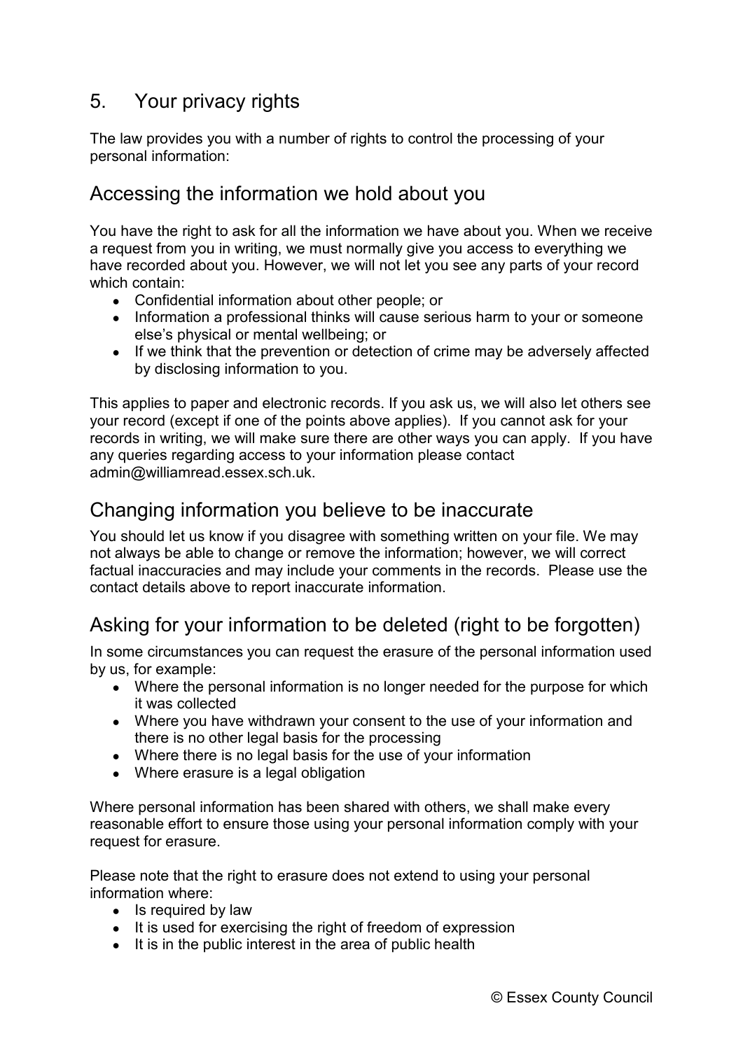## 5. Your privacy rights

The law provides you with a number of rights to control the processing of your personal information:

### Accessing the information we hold about you

You have the right to ask for all the information we have about you. When we receive a request from you in writing, we must normally give you access to everything we have recorded about you. However, we will not let you see any parts of your record which contain:

- Confidential information about other people; or
- Information a professional thinks will cause serious harm to your or someone else's physical or mental wellbeing; or
- If we think that the prevention or detection of crime may be adversely affected by disclosing information to you.

This applies to paper and electronic records. If you ask us, we will also let others see your record (except if one of the points above applies). If you cannot ask for your records in writing, we will make sure there are other ways you can apply. If you have any queries regarding access to your information please contact admin@williamread.essex.sch.uk.

### Changing information you believe to be inaccurate

You should let us know if you disagree with something written on your file. We may not always be able to change or remove the information; however, we will correct factual inaccuracies and may include your comments in the records. Please use the contact details above to report inaccurate information.

### Asking for your information to be deleted (right to be forgotten)

In some circumstances you can request the erasure of the personal information used by us, for example:

- Where the personal information is no longer needed for the purpose for which it was collected
- Where you have withdrawn your consent to the use of your information and there is no other legal basis for the processing
- Where there is no legal basis for the use of your information
- Where erasure is a legal obligation

Where personal information has been shared with others, we shall make every reasonable effort to ensure those using your personal information comply with your request for erasure.

Please note that the right to erasure does not extend to using your personal information where:

- Is required by law
- It is used for exercising the right of freedom of expression
- It is in the public interest in the area of public health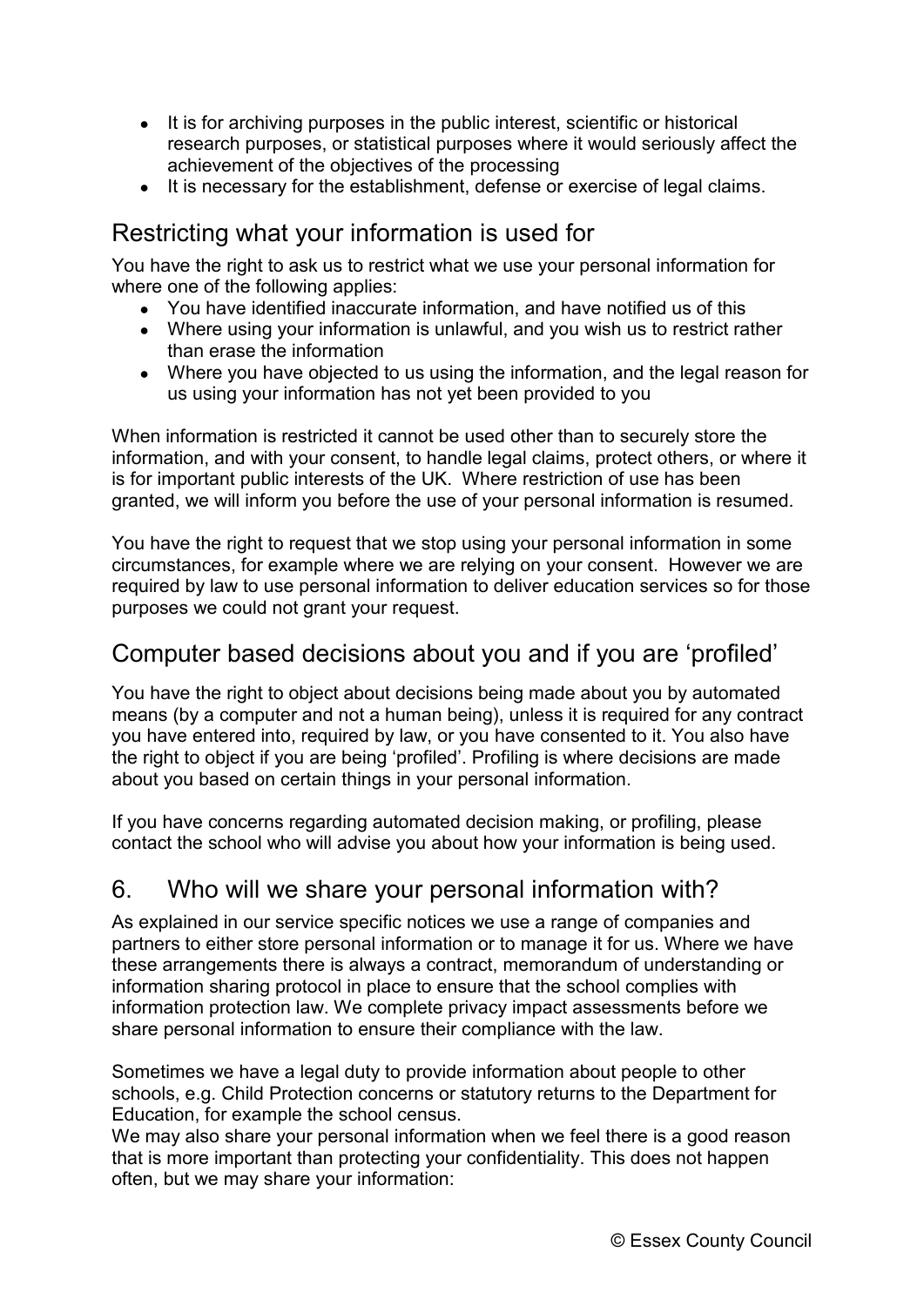- It is for archiving purposes in the public interest, scientific or historical research purposes, or statistical purposes where it would seriously affect the achievement of the objectives of the processing
- It is necessary for the establishment, defense or exercise of legal claims.

## Restricting what your information is used for

You have the right to ask us to restrict what we use your personal information for where one of the following applies:

- You have identified inaccurate information, and have notified us of this
- Where using your information is unlawful, and you wish us to restrict rather than erase the information
- Where you have objected to us using the information, and the legal reason for us using your information has not yet been provided to you

When information is restricted it cannot be used other than to securely store the information, and with your consent, to handle legal claims, protect others, or where it is for important public interests of the UK. Where restriction of use has been granted, we will inform you before the use of your personal information is resumed.

You have the right to request that we stop using your personal information in some circumstances, for example where we are relying on your consent. However we are required by law to use personal information to deliver education services so for those purposes we could not grant your request.

## Computer based decisions about you and if you are 'profiled'

You have the right to object about decisions being made about you by automated means (by a computer and not a human being), unless it is required for any contract you have entered into, required by law, or you have consented to it. You also have the right to object if you are being 'profiled'. Profiling is where decisions are made about you based on certain things in your personal information.

If you have concerns regarding automated decision making, or profiling, please contact the school who will advise you about how your information is being used.

## 6. Who will we share your personal information with?

As explained in our service specific notices we use a range of companies and partners to either store personal information or to manage it for us. Where we have these arrangements there is always a contract, memorandum of understanding or information sharing protocol in place to ensure that the school complies with information protection law. We complete privacy impact assessments before we share personal information to ensure their compliance with the law.

Sometimes we have a legal duty to provide information about people to other schools, e.g. Child Protection concerns or statutory returns to the Department for Education, for example the school census.
We may also share your personal information when we feel there is a good reason that is more important than protecting your confidentiality. This does not happen often, but we may share your information:

© Essex County Council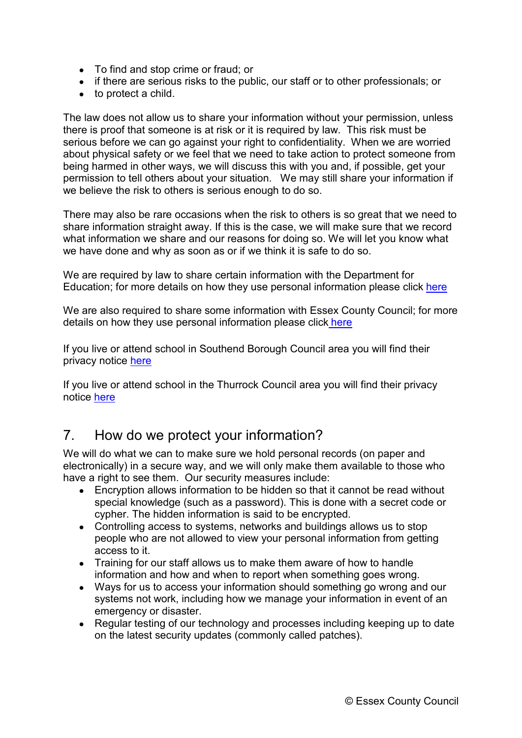- To find and stop crime or fraud; or
- if there are serious risks to the public, our staff or to other professionals; or
- to protect a child.

The law does not allow us to share your information without your permission, unless there is proof that someone is at risk or it is required by law. This risk must be serious before we can go against your right to confidentiality. When we are worried about physical safety or we feel that we need to take action to protect someone from being harmed in other ways, we will discuss this with you and, if possible, get your permission to tell others about your situation. We may still share your information if we believe the risk to others is serious enough to do so.

There may also be rare occasions when the risk to others is so great that we need to share information straight away. If this is the case, we will make sure that we record what information we share and our reasons for doing so. We will let you know what we have done and why as soon as or if we think it is safe to do so.

We are required by law to share certain information with the Department for Education; for more details on how they use personal information please click here

We are also required to share some information with Essex County Council; for more details on how they use personal information please click here

If you live or attend school in Southend Borough Council area you will find their privacy notice here

If you live or attend school in the Thurrock Council area you will find their privacy notice here

## 7. How do we protect your information?

We will do what we can to make sure we hold personal records (on paper and electronically) in a secure way, and we will only make them available to those who have a right to see them. Our security measures include:

- Encryption allows information to be hidden so that it cannot be read without special knowledge (such as a password). This is done with a secret code or cypher. The hidden information is said to be encrypted.
- Controlling access to systems, networks and buildings allows us to stop people who are not allowed to view your personal information from getting access to it.
- Training for our staff allows us to make them aware of how to handle information and how and when to report when something goes wrong.
- Ways for us to access your information should something go wrong and our systems not work, including how we manage your information in event of an emergency or disaster.
- Regular testing of our technology and processes including keeping up to date on the latest security updates (commonly called patches).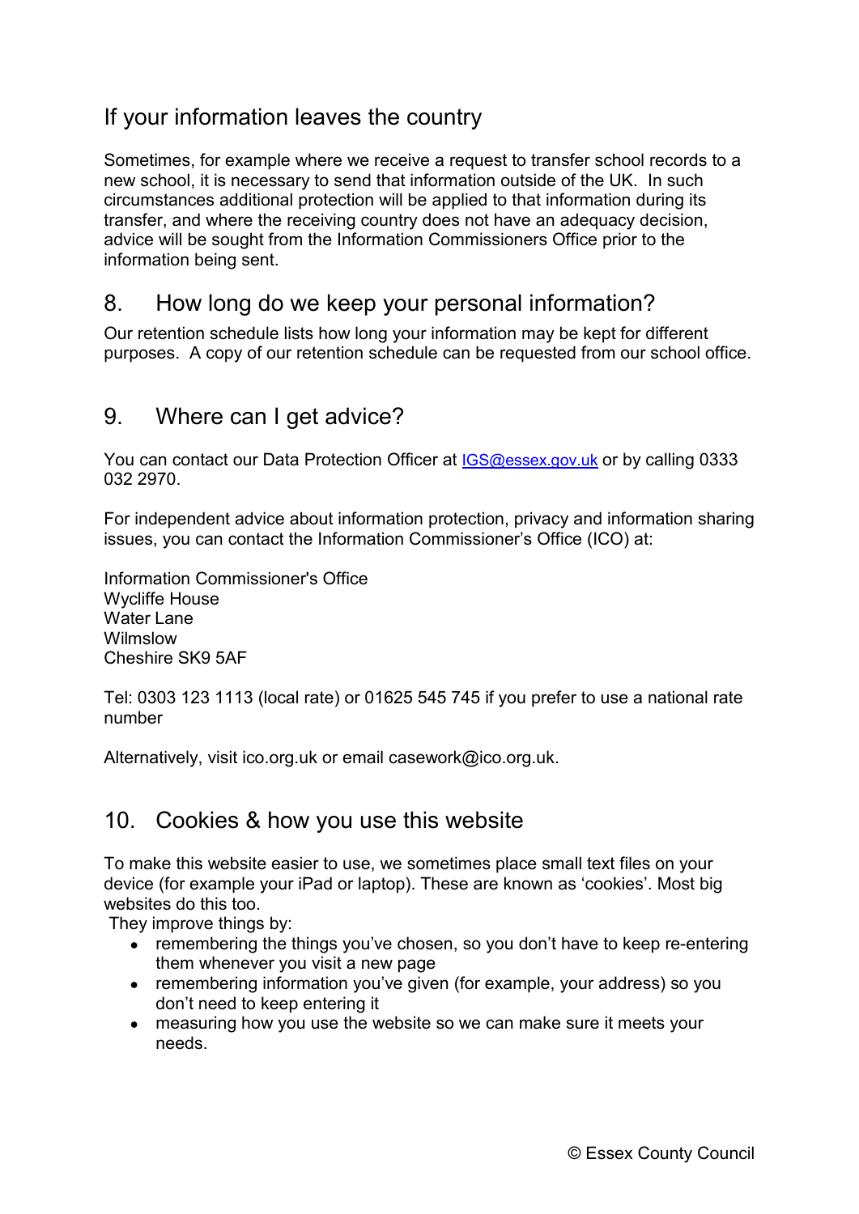## If your information leaves the country

Sometimes, for example where we receive a request to transfer school records to a new school, it is necessary to send that information outside of the UK. In such circumstances additional protection will be applied to that information during its transfer, and where the receiving country does not have an adequacy decision, advice will be sought from the Information Commissioners Office prior to the information being sent.

## 8. How long do we keep your personal information?

Our retention schedule lists how long your information may be kept for different purposes. A copy of our retention schedule can be requested from our school office.

## 9. Where can I get advice?

You can contact our Data Protection Officer at [IGS@essex.gov.uk](mailto:IGS@essex.gov.uk) or by calling 0333 032 2970.

For independent advice about information protection, privacy and information sharing issues, you can contact the Information Commissioner's Office (ICO) at:

Information Commissioner's Office
Wycliffe House
Water Lane
Wilmslow
Cheshire SK9 5AF

Tel: 0303 123 1113 (local rate) or 01625 545 745 if you prefer to use a national rate number

Alternatively, visit ico.org.uk or email casework@ico.org.uk.

## 10. Cookies & how you use this website

To make this website easier to use, we sometimes place small text files on your device (for example your iPad or laptop). These are known as 'cookies'. Most big websites do this too.

They improve things by:

- remembering the things you've chosen, so you don't have to keep re-entering them whenever you visit a new page
- remembering information you've given (for example, your address) so you don't need to keep entering it
- measuring how you use the website so we can make sure it meets your needs.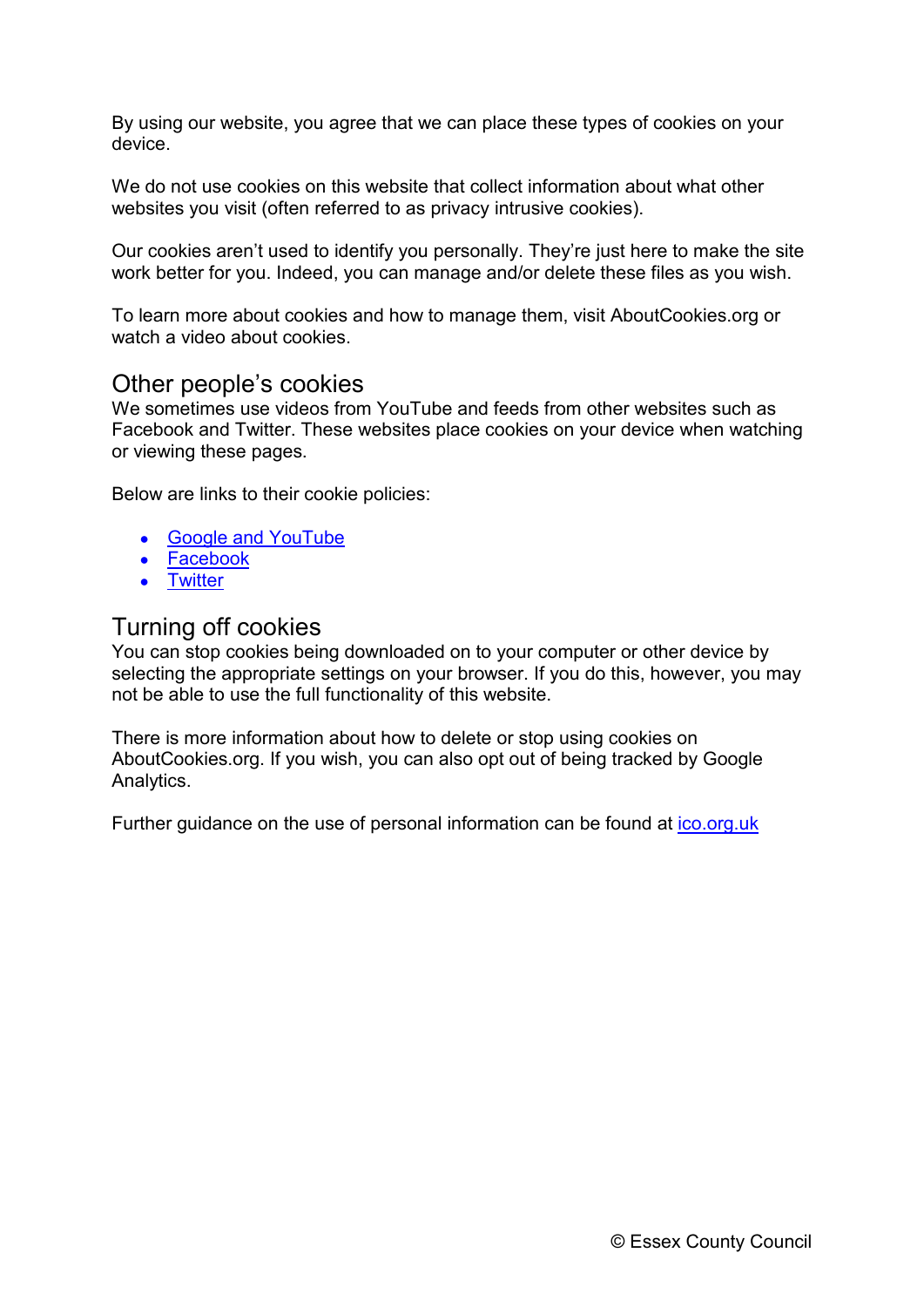By using our website, you agree that we can place these types of cookies on your device.

We do not use cookies on this website that collect information about what other websites you visit (often referred to as privacy intrusive cookies).

Our cookies aren't used to identify you personally. They're just here to make the site work better for you. Indeed, you can manage and/or delete these files as you wish.

To learn more about cookies and how to manage them, visit AboutCookies.org or watch a video about cookies.

## Other people's cookies

We sometimes use videos from YouTube and feeds from other websites such as Facebook and Twitter. These websites place cookies on your device when watching or viewing these pages.

Below are links to their cookie policies:

- Google and YouTube
- Facebook
- Twitter

## Turning off cookies

You can stop cookies being downloaded on to your computer or other device by selecting the appropriate settings on your browser. If you do this, however, you may not be able to use the full functionality of this website.

There is more information about how to delete or stop using cookies on AboutCookies.org. If you wish, you can also opt out of being tracked by Google Analytics.

Further guidance on the use of personal information can be found at ico.org.uk

© Essex County Council